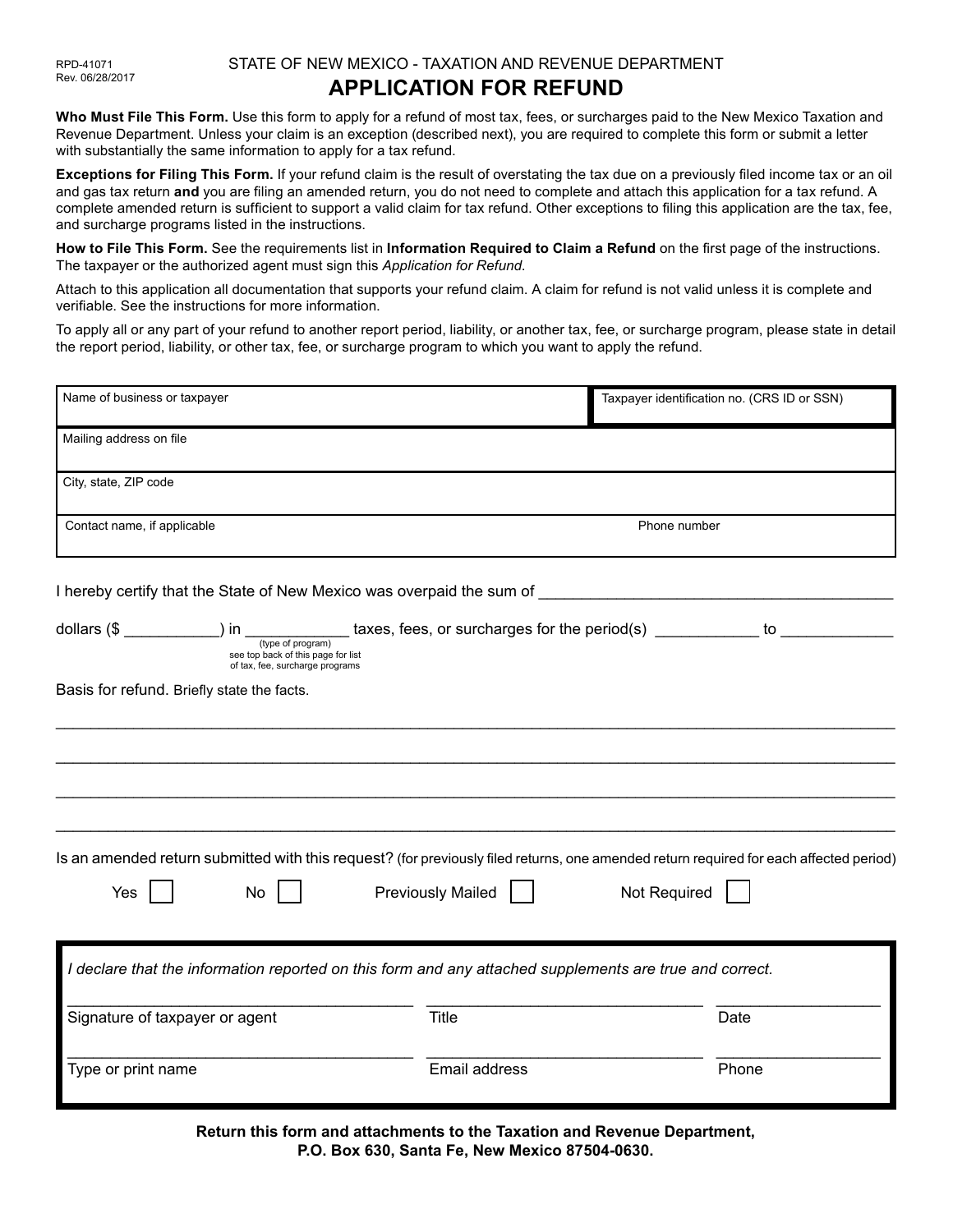RPD-41071
Rev. 06/28/2017

STATE OF NEW MEXICO - TAXATION AND REVENUE DEPARTMENT

# APPLICATION FOR REFUND

**Who Must File This Form.** Use this form to apply for a refund of most tax, fees, or surcharges paid to the New Mexico Taxation and Revenue Department. Unless your claim is an exception (described next), you are required to complete this form or submit a letter with substantially the same information to apply for a tax refund.

**Exceptions for Filing This Form.** If your refund claim is the result of overstating the tax due on a previously filed income tax or an oil and gas tax return **and** you are filing an amended return, you do not need to complete and attach this application for a tax refund. A complete amended return is sufficient to support a valid claim for tax refund. Other exceptions to filing this application are the tax, fee, and surcharge programs listed in the instructions.

**How to File This Form.** See the requirements list in **Information Required to Claim a Refund** on the first page of the instructions. The taxpayer or the authorized agent must sign this *Application for Refund*.

Attach to this application all documentation that supports your refund claim. A claim for refund is not valid unless it is complete and verifiable. See the instructions for more information.

To apply all or any part of your refund to another report period, liability, or another tax, fee, or surcharge program, please state in detail the report period, liability, or other tax, fee, or surcharge program to which you want to apply the refund.

| Name of business or taxpayer | Taxpayer identification no. (CRS ID or SSN) |
|---|---|
| Mailing address on file | |
| City, state, ZIP code | |
| Contact name, if applicable | Phone number |

I hereby certify that the State of New Mexico was overpaid the sum of ________________________________________

dollars ($ __________) in ___________ taxes, fees, or surcharges for the period(s) ___________ to ____________
(type of program)
see top back of this page for list of tax, fee, surcharge programs

Basis for refund. Briefly state the facts.

_______________________________________________________________________________

_______________________________________________________________________________

_______________________________________________________________________________

_______________________________________________________________________________

Is an amended return submitted with this request? (for previously filed returns, one amended return required for each affected period)

Yes ☐ No ☐ Previously Mailed ☐ Not Required ☐

*I declare that the information reported on this form and any attached supplements are true and correct.*

| Signature of taxpayer or agent | Title | Date |
|---|---|---|
| Type or print name | Email address | Phone |

**Return this form and attachments to the Taxation and Revenue Department, P.O. Box 630, Santa Fe, New Mexico 87504-0630.**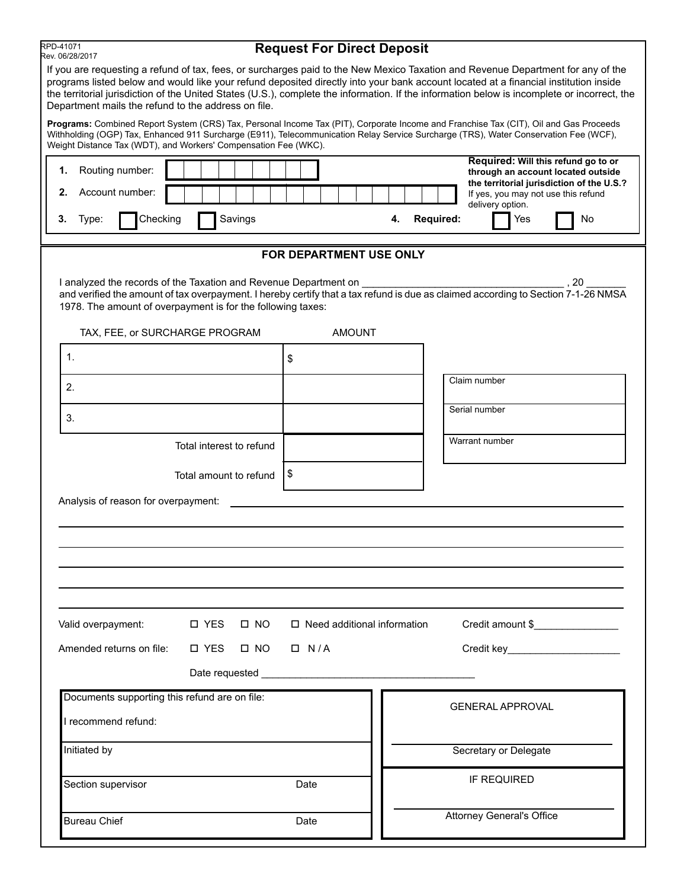RPD-41071
Rev. 06/28/2017

# Request For Direct Deposit

If you are requesting a refund of tax, fees, or surcharges paid to the New Mexico Taxation and Revenue Department for any of the programs listed below and would like your refund deposited directly into your bank account located at a financial institution inside the territorial jurisdiction of the United States (U.S.), complete the information. If the information below is incomplete or incorrect, the Department mails the refund to the address on file.

**Programs:** Combined Report System (CRS) Tax, Personal Income Tax (PIT), Corporate Income and Franchise Tax (CIT), Oil and Gas Proceeds Withholding (OGP) Tax, Enhanced 911 Surcharge (E911), Telecommunication Relay Service Surcharge (TRS), Water Conservation Fee (WCF), Weight Distance Tax (WDT), and Workers' Compensation Fee (WKC).

**1.** Routing number:

**2.** Account number:

**3.** Type: ☐ Checking ☐ Savings

**Required: Will this refund go to or through an account located outside the territorial jurisdiction of the U.S.?** If yes, you may not use this refund delivery option.

**4. Required:** ☐ Yes ☐ No

## FOR DEPARTMENT USE ONLY

I analyzed the records of the Taxation and Revenue Department on ___________________________________ , 20 _______ and verified the amount of tax overpayment. I hereby certify that a tax refund is due as claimed according to Section 7-1-26 NMSA 1978. The amount of overpayment is for the following taxes:

| TAX, FEE, or SURCHARGE PROGRAM | AMOUNT |
|---|---|
| 1. | $ |
| 2. | |
| 3. | |
| Total interest to refund | |
| Total amount to refund | $ |

| |
|---|
| Claim number |
| Serial number |
| Warrant number |

Analysis of reason for overpayment: ____________________________________________

____________________________________________

____________________________________________

____________________________________________

____________________________________________

____________________________________________

Valid overpayment: ☐ YES ☐ NO ☐ Need additional information Credit amount $_______________

Amended returns on file: ☐ YES ☐ NO ☐ N / A Credit key____________________

Date requested ______________________________________

| | |
|---|---|
| Documents supporting this refund are on file:<br>I recommend refund: | |
| Initiated by | |
| Section supervisor | Date |
| Bureau Chief | Date |

GENERAL APPROVAL

______________________________
Secretary or Delegate

IF REQUIRED

______________________________
Attorney General's Office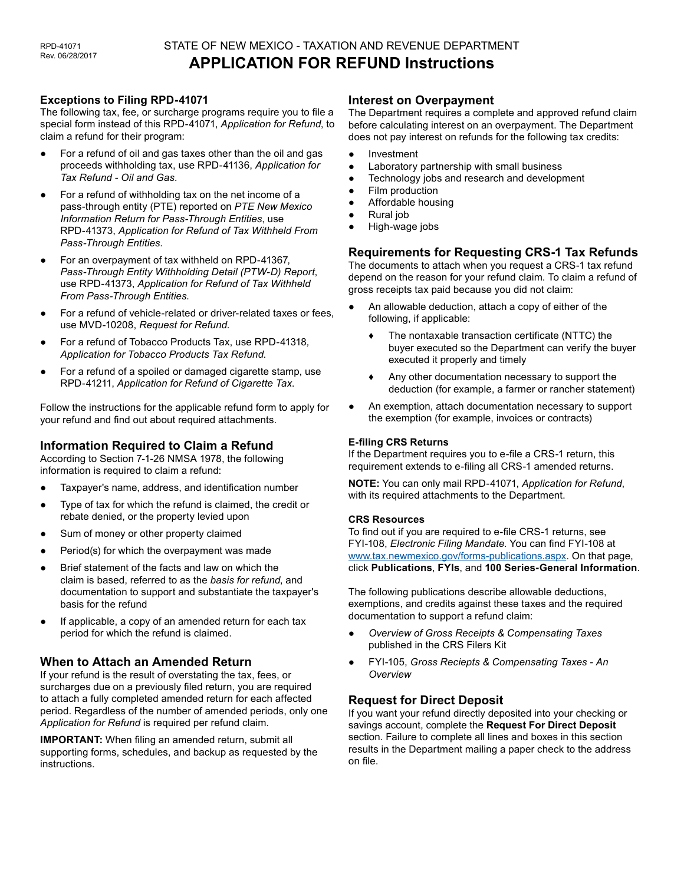RPD-41071
Rev. 06/28/2017

STATE OF NEW MEXICO - TAXATION AND REVENUE DEPARTMENT

# APPLICATION FOR REFUND Instructions

## Exceptions to Filing RPD-41071

The following tax, fee, or surcharge programs require you to file a special form instead of this RPD-41071, *Application for Refund*, to claim a refund for their program:

- For a refund of oil and gas taxes other than the oil and gas proceeds withholding tax, use RPD-41136, *Application for Tax Refund - Oil and Gas.*
- For a refund of withholding tax on the net income of a pass-through entity (PTE) reported on *PTE New Mexico Information Return for Pass-Through Entities*, use RPD-41373, *Application for Refund of Tax Withheld From Pass-Through Entities*.
- For an overpayment of tax withheld on RPD-41367, *Pass-Through Entity Withholding Detail (PTW-D) Report*, use RPD-41373, *Application for Refund of Tax Withheld From Pass-Through Entities.*
- For a refund of vehicle-related or driver-related taxes or fees, use MVD-10208, *Request for Refund.*
- For a refund of Tobacco Products Tax, use RPD-41318, *Application for Tobacco Products Tax Refund.*
- For a refund of a spoiled or damaged cigarette stamp, use RPD-41211, *Application for Refund of Cigarette Tax.*

Follow the instructions for the applicable refund form to apply for your refund and find out about required attachments.

## Information Required to Claim a Refund

According to Section 7-1-26 NMSA 1978, the following information is required to claim a refund:

- Taxpayer's name, address, and identification number
- Type of tax for which the refund is claimed, the credit or rebate denied, or the property levied upon
- Sum of money or other property claimed
- Period(s) for which the overpayment was made
- Brief statement of the facts and law on which the claim is based, referred to as the *basis for refund*, and documentation to support and substantiate the taxpayer's basis for the refund
- If applicable, a copy of an amended return for each tax period for which the refund is claimed.

## When to Attach an Amended Return

If your refund is the result of overstating the tax, fees, or surcharges due on a previously filed return, you are required to attach a fully completed amended return for each affected period. Regardless of the number of amended periods, only one *Application for Refund* is required per refund claim.

**IMPORTANT:** When filing an amended return, submit all supporting forms, schedules, and backup as requested by the instructions.

## Interest on Overpayment

The Department requires a complete and approved refund claim before calculating interest on an overpayment. The Department does not pay interest on refunds for the following tax credits:

- Investment
- Laboratory partnership with small business
- Technology jobs and research and development
- Film production
- Affordable housing
- Rural job
- High-wage jobs

## Requirements for Requesting CRS-1 Tax Refunds

The documents to attach when you request a CRS-1 tax refund depend on the reason for your refund claim. To claim a refund of gross receipts tax paid because you did not claim:

- An allowable deduction, attach a copy of either of the following, if applicable:
  - The nontaxable transaction certificate (NTTC) the buyer executed so the Department can verify the buyer executed it properly and timely
  - Any other documentation necessary to support the deduction (for example, a farmer or rancher statement)
- An exemption, attach documentation necessary to support the exemption (for example, invoices or contracts)

### E-filing CRS Returns

If the Department requires you to e-file a CRS-1 return, this requirement extends to e-filing all CRS-1 amended returns.

**NOTE:** You can only mail RPD-41071, *Application for Refund*, with its required attachments to the Department.

### CRS Resources

To find out if you are required to e-file CRS-1 returns, see FYI-108, *Electronic Filing Mandate.* You can find FYI-108 at www.tax.newmexico.gov/forms-publications.aspx. On that page, click **Publications**, **FYIs**, and **100 Series-General Information**.

The following publications describe allowable deductions, exemptions, and credits against these taxes and the required documentation to support a refund claim:

- *Overview of Gross Receipts & Compensating Taxes* published in the CRS Filers Kit
- FYI-105, *Gross Reciepts & Compensating Taxes - An Overview*

## Request for Direct Deposit

If you want your refund directly deposited into your checking or savings account, complete the **Request For Direct Deposit** section. Failure to complete all lines and boxes in this section results in the Department mailing a paper check to the address on file.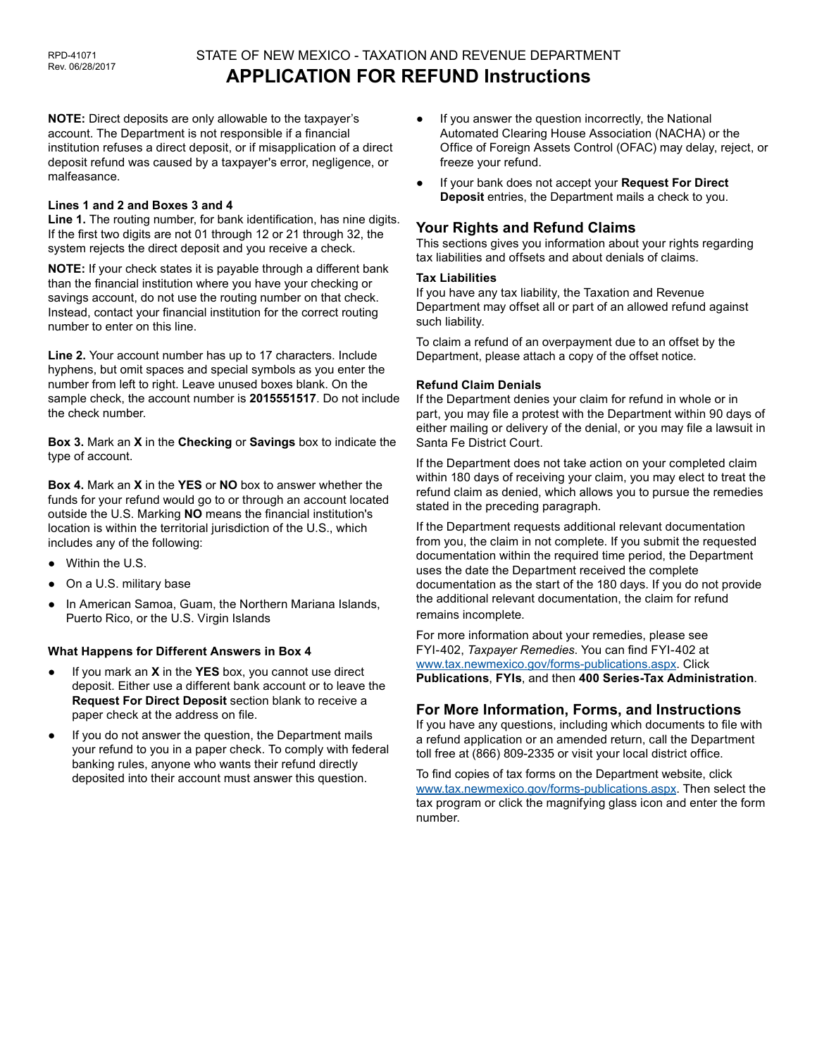RPD-41071
Rev. 06/28/2017

# STATE OF NEW MEXICO - TAXATION AND REVENUE DEPARTMENT
# APPLICATION FOR REFUND Instructions

**NOTE:** Direct deposits are only allowable to the taxpayer's account. The Department is not responsible if a financial institution refuses a direct deposit, or if misapplication of a direct deposit refund was caused by a taxpayer's error, negligence, or malfeasance.

**Lines 1 and 2 and Boxes 3 and 4**

**Line 1.** The routing number, for bank identification, has nine digits. If the first two digits are not 01 through 12 or 21 through 32, the system rejects the direct deposit and you receive a check.

**NOTE:** If your check states it is payable through a different bank than the financial institution where you have your checking or savings account, do not use the routing number on that check. Instead, contact your financial institution for the correct routing number to enter on this line.

**Line 2.** Your account number has up to 17 characters. Include hyphens, but omit spaces and special symbols as you enter the number from left to right. Leave unused boxes blank. On the sample check, the account number is **2015551517**. Do not include the check number.

**Box 3.** Mark an **X** in the **Checking** or **Savings** box to indicate the type of account.

**Box 4.** Mark an **X** in the **YES** or **NO** box to answer whether the funds for your refund would go to or through an account located outside the U.S. Marking **NO** means the financial institution's location is within the territorial jurisdiction of the U.S., which includes any of the following:

- Within the U.S.
- On a U.S. military base
- In American Samoa, Guam, the Northern Mariana Islands, Puerto Rico, or the U.S. Virgin Islands

**What Happens for Different Answers in Box 4**

- If you mark an **X** in the **YES** box, you cannot use direct deposit. Either use a different bank account or to leave the **Request For Direct Deposit** section blank to receive a paper check at the address on file.
- If you do not answer the question, the Department mails your refund to you in a paper check. To comply with federal banking rules, anyone who wants their refund directly deposited into their account must answer this question.
- If you answer the question incorrectly, the National Automated Clearing House Association (NACHA) or the Office of Foreign Assets Control (OFAC) may delay, reject, or freeze your refund.
- If your bank does not accept your **Request For Direct Deposit** entries, the Department mails a check to you.

## Your Rights and Refund Claims

This sections gives you information about your rights regarding tax liabilities and offsets and about denials of claims.

**Tax Liabilities**

If you have any tax liability, the Taxation and Revenue Department may offset all or part of an allowed refund against such liability.

To claim a refund of an overpayment due to an offset by the Department, please attach a copy of the offset notice.

**Refund Claim Denials**

If the Department denies your claim for refund in whole or in part, you may file a protest with the Department within 90 days of either mailing or delivery of the denial, or you may file a lawsuit in Santa Fe District Court.

If the Department does not take action on your completed claim within 180 days of receiving your claim, you may elect to treat the refund claim as denied, which allows you to pursue the remedies stated in the preceding paragraph.

If the Department requests additional relevant documentation from you, the claim in not complete. If you submit the requested documentation within the required time period, the Department uses the date the Department received the complete documentation as the start of the 180 days. If you do not provide the additional relevant documentation, the claim for refund remains incomplete.

For more information about your remedies, please see FYI-402, *Taxpayer Remedies*. You can find FYI-402 at www.tax.newmexico.gov/forms-publications.aspx. Click **Publications**, **FYIs**, and then **400 Series-Tax Administration**.

## For More Information, Forms, and Instructions

If you have any questions, including which documents to file with a refund application or an amended return, call the Department toll free at (866) 809-2335 or visit your local district office.

To find copies of tax forms on the Department website, click www.tax.newmexico.gov/forms-publications.aspx. Then select the tax program or click the magnifying glass icon and enter the form number.